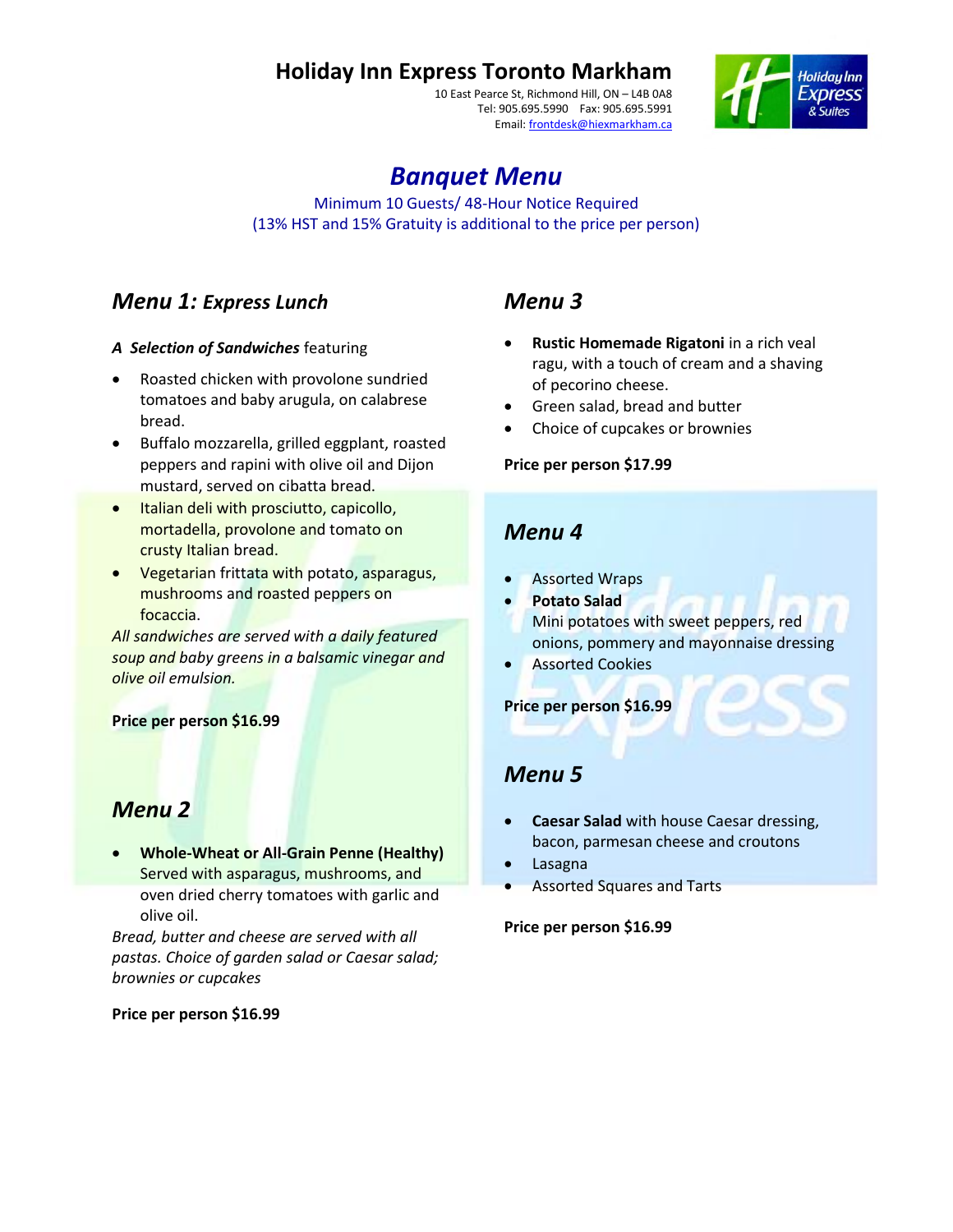# Holiday Inn Express Toronto Markham

10 East Pearce St, Richmond Hill, ON – L4B 0A8
Tel: 905.695.5990 Fax: 905.695.5991
Email: frontdesk@hiexmarkham.ca

## *Banquet Menu*

Minimum 10 Guests/ 48-Hour Notice Required
(13% HST and 15% Gratuity is additional to the price per person)

## *Menu 1: Express Lunch*

***A Selection of Sandwiches*** featuring

- Roasted chicken with provolone sundried tomatoes and baby arugula, on calabrese bread.
- Buffalo mozzarella, grilled eggplant, roasted peppers and rapini with olive oil and Dijon mustard, served on cibatta bread.
- Italian deli with prosciutto, capicollo, mortadella, provolone and tomato on crusty Italian bread.
- Vegetarian frittata with potato, asparagus, mushrooms and roasted peppers on focaccia.

*All sandwiches are served with a daily featured soup and baby greens in a balsamic vinegar and olive oil emulsion.*

**Price per person $16.99**

## *Menu 2*

- **Whole-Wheat or All-Grain Penne (Healthy)** Served with asparagus, mushrooms, and oven dried cherry tomatoes with garlic and olive oil.

*Bread, butter and cheese are served with all pastas. Choice of garden salad or Caesar salad; brownies or cupcakes*

**Price per person $16.99**

## *Menu 3*

- **Rustic Homemade Rigatoni** in a rich veal ragu, with a touch of cream and a shaving of pecorino cheese.
- Green salad, bread and butter
- Choice of cupcakes or brownies

**Price per person $17.99**

## *Menu 4*

- Assorted Wraps
- **Potato Salad** Mini potatoes with sweet peppers, red onions, pommery and mayonnaise dressing
- Assorted Cookies

**Price per person $16.99**

## *Menu 5*

- **Caesar Salad** with house Caesar dressing, bacon, parmesan cheese and croutons
- Lasagna
- Assorted Squares and Tarts

**Price per person $16.99**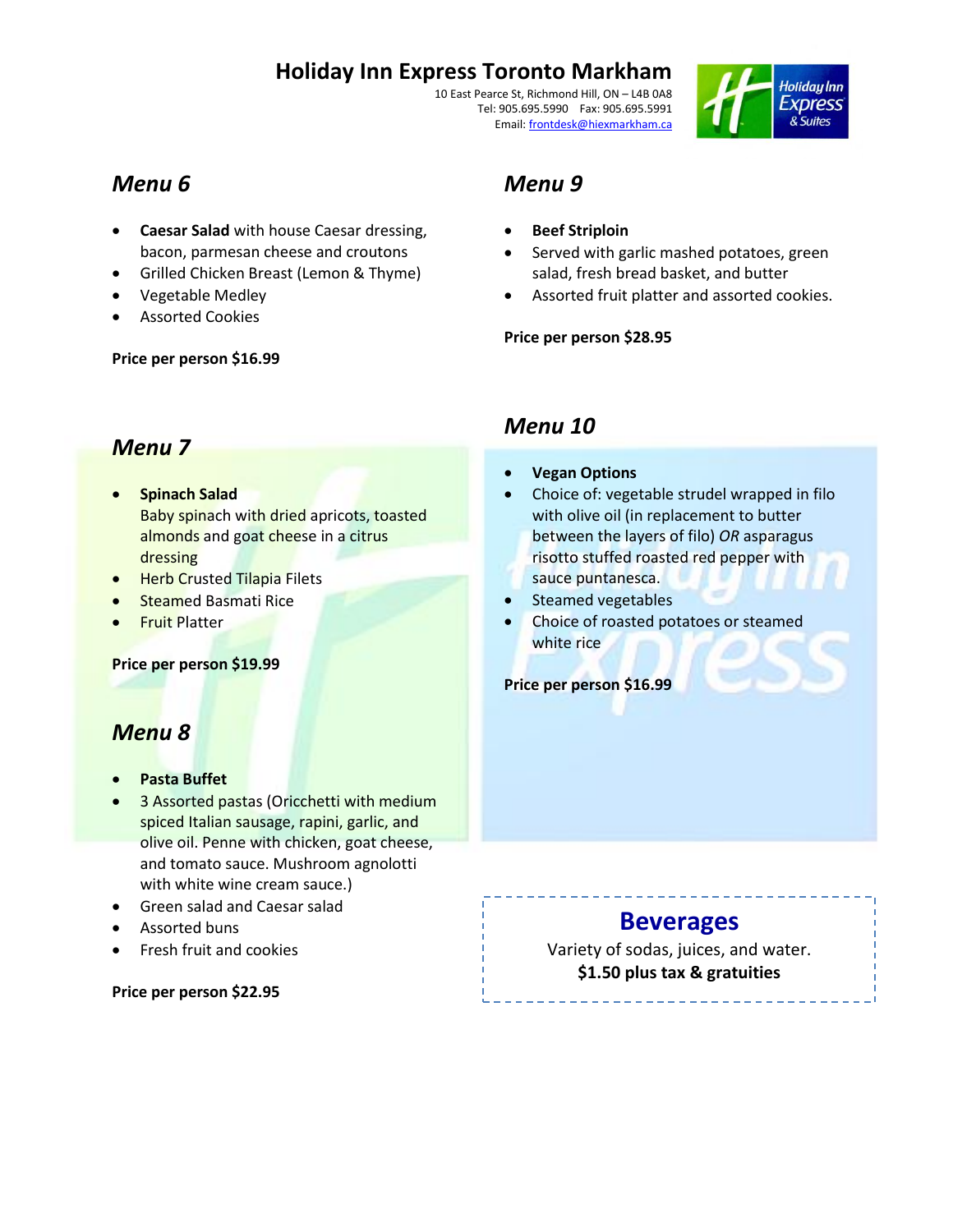# Holiday Inn Express Toronto Markham

10 East Pearce St, Richmond Hill, ON – L4B 0A8
Tel: 905.695.5990 Fax: 905.695.5991
Email: frontdesk@hiexmarkham.ca

## *Menu 6*

- **Caesar Salad** with house Caesar dressing, bacon, parmesan cheese and croutons
- Grilled Chicken Breast (Lemon & Thyme)
- Vegetable Medley
- Assorted Cookies

**Price per person $16.99**

## *Menu 7*

- **Spinach Salad**
  Baby spinach with dried apricots, toasted almonds and goat cheese in a citrus dressing
- Herb Crusted Tilapia Filets
- Steamed Basmati Rice
- Fruit Platter

**Price per person $19.99**

## *Menu 8*

- **Pasta Buffet**
- 3 Assorted pastas (Oricchetti with medium spiced Italian sausage, rapini, garlic, and olive oil. Penne with chicken, goat cheese, and tomato sauce. Mushroom agnolotti with white wine cream sauce.)
- Green salad and Caesar salad
- Assorted buns
- Fresh fruit and cookies

**Price per person $22.95**

## *Menu 9*

- **Beef Striploin**
- Served with garlic mashed potatoes, green salad, fresh bread basket, and butter
- Assorted fruit platter and assorted cookies.

**Price per person $28.95**

## *Menu 10*

- **Vegan Options**
- Choice of: vegetable strudel wrapped in filo with olive oil (in replacement to butter between the layers of filo) *OR* asparagus risotto stuffed roasted red pepper with sauce puntanesca.
- Steamed vegetables
- Choice of roasted potatoes or steamed white rice

**Price per person $16.99**

## Beverages

Variety of sodas, juices, and water.
**$1.50 plus tax & gratuities**